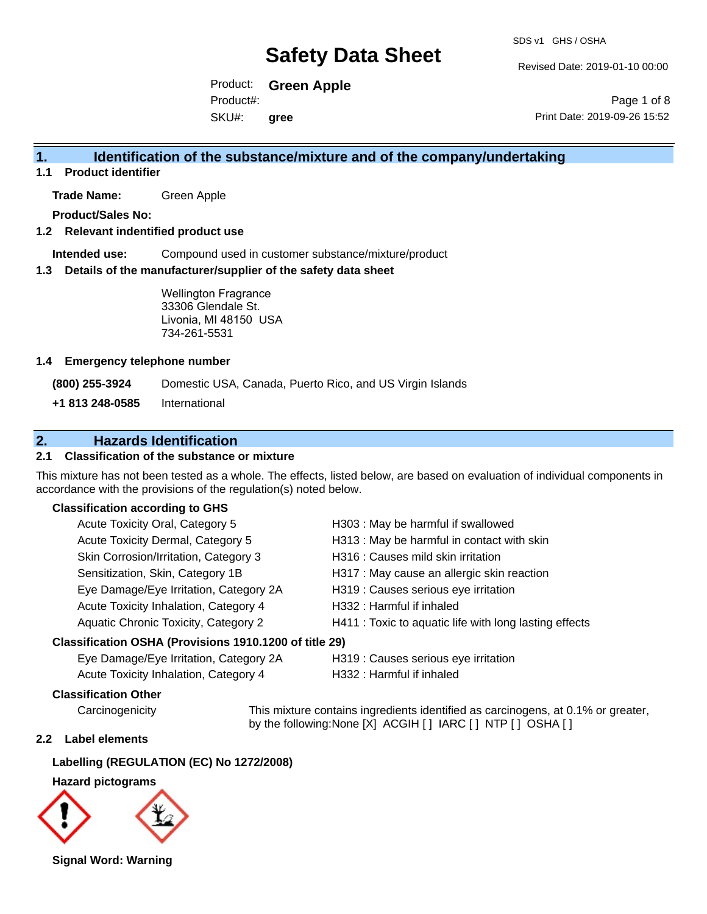# Safety Data Sheet

SDS v1 GHS / OSHA

Revised Date: 2019-01-10 00:00

Product: **Green Apple**

Product#:

SKU#: **gree**

Print Date: 2019-09-26 15:52

## 1. Identification of the substance/mixture and of the company/undertaking

### 1.1 Product identifier

**Trade Name:** Green Apple

**Product/Sales No:**

### 1.2 Relevant identified product use

**Intended use:** Compound used in customer substance/mixture/product

### 1.3 Details of the manufacturer/supplier of the safety data sheet

Wellington Fragrance
33306 Glendale St.
Livonia, MI 48150 USA
734-261-5531

### 1.4 Emergency telephone number

**(800) 255-3924** Domestic USA, Canada, Puerto Rico, and US Virgin Islands

**+1 813 248-0585** International

## 2. Hazards Identification

### 2.1 Classification of the substance or mixture

This mixture has not been tested as a whole. The effects, listed below, are based on evaluation of individual components in accordance with the provisions of the regulation(s) noted below.

**Classification according to GHS**

| | |
|---|---|
| Acute Toxicity Oral, Category 5 | H303 : May be harmful if swallowed |
| Acute Toxicity Dermal, Category 5 | H313 : May be harmful in contact with skin |
| Skin Corrosion/Irritation, Category 3 | H316 : Causes mild skin irritation |
| Sensitization, Skin, Category 1B | H317 : May cause an allergic skin reaction |
| Eye Damage/Eye Irritation, Category 2A | H319 : Causes serious eye irritation |
| Acute Toxicity Inhalation, Category 4 | H332 : Harmful if inhaled |
| Aquatic Chronic Toxicity, Category 2 | H411 : Toxic to aquatic life with long lasting effects |

**Classification OSHA (Provisions 1910.1200 of title 29)**

| | |
|---|---|
| Eye Damage/Eye Irritation, Category 2A | H319 : Causes serious eye irritation |
| Acute Toxicity Inhalation, Category 4 | H332 : Harmful if inhaled |

**Classification Other**

Carcinogenicity: This mixture contains ingredients identified as carcinogens, at 0.1% or greater, by the following:None [X] ACGIH [ ] IARC [ ] NTP [ ] OSHA [ ]

### 2.2 Label elements

**Labelling (REGULATION (EC) No 1272/2008)**

**Hazard pictograms**

**Signal Word: Warning**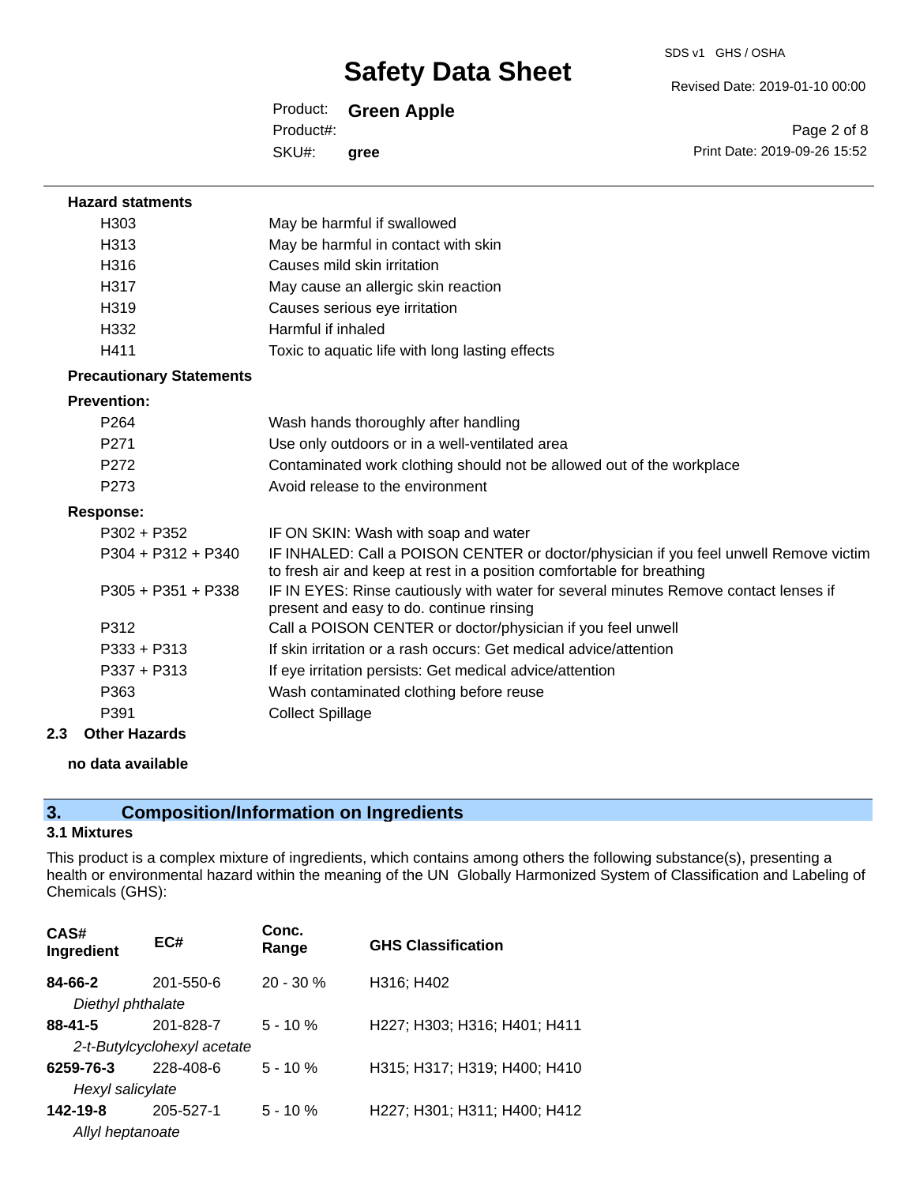**Hazard statments**

| | |
|---|---|
| H303 | May be harmful if swallowed |
| H313 | May be harmful in contact with skin |
| H316 | Causes mild skin irritation |
| H317 | May cause an allergic skin reaction |
| H319 | Causes serious eye irritation |
| H332 | Harmful if inhaled |
| H411 | Toxic to aquatic life with long lasting effects |

**Precautionary Statements**

**Prevention:**

| | |
|---|---|
| P264 | Wash hands thoroughly after handling |
| P271 | Use only outdoors or in a well-ventilated area |
| P272 | Contaminated work clothing should not be allowed out of the workplace |
| P273 | Avoid release to the environment |

**Response:**

| | |
|---|---|
| P302 + P352 | IF ON SKIN: Wash with soap and water |
| P304 + P312 + P340 | IF INHALED: Call a POISON CENTER or doctor/physician if you feel unwell Remove victim to fresh air and keep at rest in a position comfortable for breathing |
| P305 + P351 + P338 | IF IN EYES: Rinse cautiously with water for several minutes Remove contact lenses if present and easy to do. continue rinsing |
| P312 | Call a POISON CENTER or doctor/physician if you feel unwell |
| P333 + P313 | If skin irritation or a rash occurs: Get medical advice/attention |
| P337 + P313 | If eye irritation persists: Get medical advice/attention |
| P363 | Wash contaminated clothing before reuse |
| P391 | Collect Spillage |

### 2.3 Other Hazards

**no data available**

## 3. Composition/Information on Ingredients

### 3.1 Mixtures

This product is a complex mixture of ingredients, which contains among others the following substance(s), presenting a health or environmental hazard within the meaning of the UN Globally Harmonized System of Classification and Labeling of Chemicals (GHS):

| CAS# Ingredient | EC# | Conc. Range | GHS Classification |
|---|---|---|---|
| **84-66-2** *Diethyl phthalate* | 201-550-6 | 20 - 30 % | H316; H402 |
| **88-41-5** *2-t-Butylcyclohexyl acetate* | 201-828-7 | 5 - 10 % | H227; H303; H316; H401; H411 |
| **6259-76-3** *Hexyl salicylate* | 228-408-6 | 5 - 10 % | H315; H317; H319; H400; H410 |
| **142-19-8** *Allyl heptanoate* | 205-527-1 | 5 - 10 % | H227; H301; H311; H400; H412 |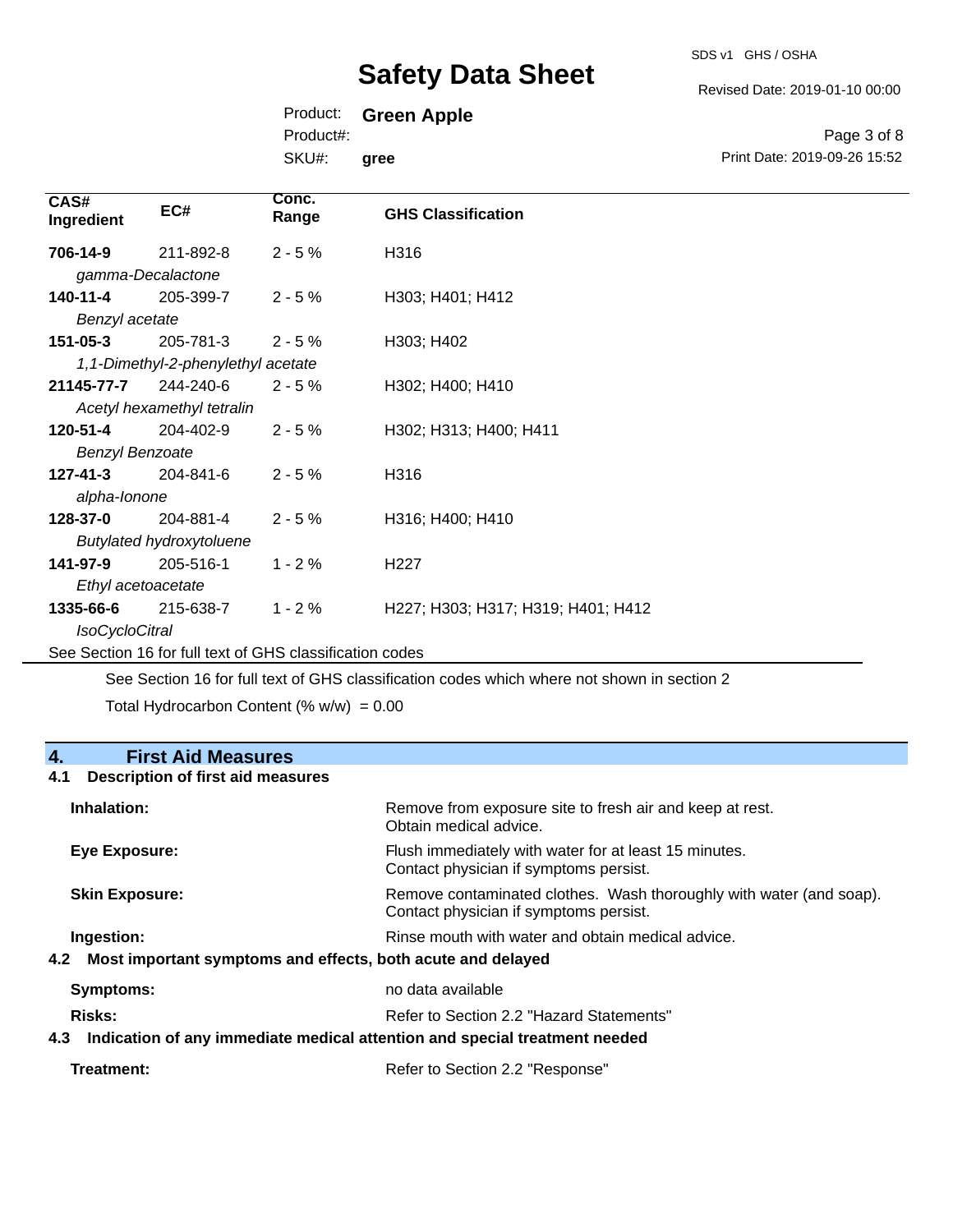| CAS# Ingredient | EC# | Conc. Range | GHS Classification |
|---|---|---|---|
| **706-14-9** | 211-892-8 | 2 - 5 % | H316 |
| *gamma-Decalactone* | | | |
| **140-11-4** | 205-399-7 | 2 - 5 % | H303; H401; H412 |
| *Benzyl acetate* | | | |
| **151-05-3** | 205-781-3 | 2 - 5 % | H303; H402 |
| *1,1-Dimethyl-2-phenylethyl acetate* | | | |
| **21145-77-7** | 244-240-6 | 2 - 5 % | H302; H400; H410 |
| *Acetyl hexamethyl tetralin* | | | |
| **120-51-4** | 204-402-9 | 2 - 5 % | H302; H313; H400; H411 |
| *Benzyl Benzoate* | | | |
| **127-41-3** | 204-841-6 | 2 - 5 % | H316 |
| *alpha-Ionone* | | | |
| **128-37-0** | 204-881-4 | 2 - 5 % | H316; H400; H410 |
| *Butylated hydroxytoluene* | | | |
| **141-97-9** | 205-516-1 | 1 - 2 % | H227 |
| *Ethyl acetoacetate* | | | |
| **1335-66-6** | 215-638-7 | 1 - 2 % | H227; H303; H317; H319; H401; H412 |
| *IsoCycloCitral* | | | |

See Section 16 for full text of GHS classification codes

See Section 16 for full text of GHS classification codes which where not shown in section 2

Total Hydrocarbon Content (% w/w) = 0.00

## 4. First Aid Measures

### 4.1 Description of first aid measures

**Inhalation:** Remove from exposure site to fresh air and keep at rest. Obtain medical advice.

**Eye Exposure:** Flush immediately with water for at least 15 minutes. Contact physician if symptoms persist.

**Skin Exposure:** Remove contaminated clothes. Wash thoroughly with water (and soap). Contact physician if symptoms persist.

**Ingestion:** Rinse mouth with water and obtain medical advice.

### 4.2 Most important symptoms and effects, both acute and delayed

**Symptoms:** no data available

**Risks:** Refer to Section 2.2 "Hazard Statements"

### 4.3 Indication of any immediate medical attention and special treatment needed

**Treatment:** Refer to Section 2.2 "Response"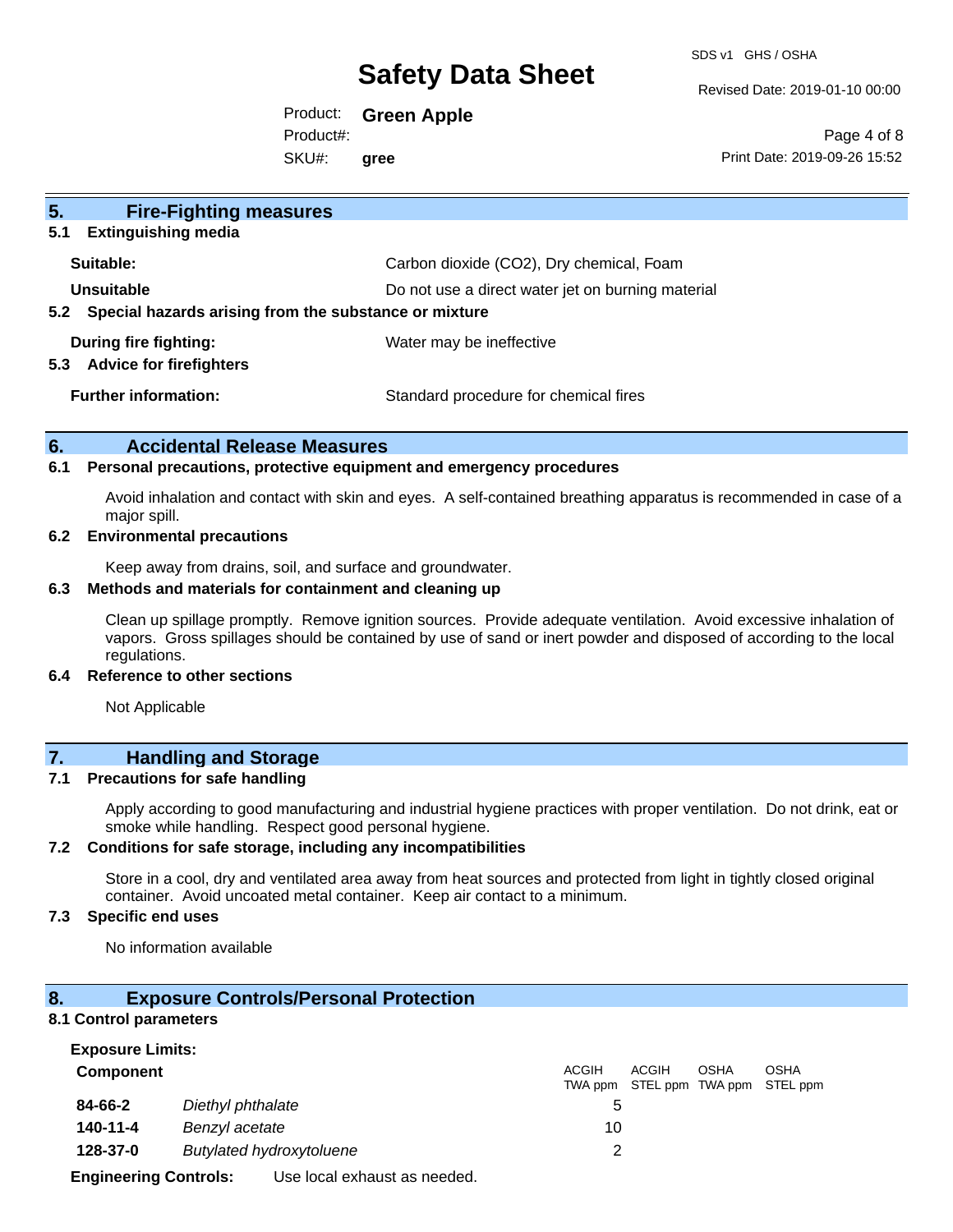## 5. Fire-Fighting measures

### 5.1 Extinguishing media

| | |
|---|---|
| **Suitable:** | Carbon dioxide ($CO_2$), Dry chemical, Foam |
| **Unsuitable** | Do not use a direct water jet on burning material |

### 5.2 Special hazards arising from the substance or mixture

| | |
|---|---|
| **During fire fighting:** | Water may be ineffective |

### 5.3 Advice for firefighters

| | |
|---|---|
| **Further information:** | Standard procedure for chemical fires |

## 6. Accidental Release Measures

### 6.1 Personal precautions, protective equipment and emergency procedures

Avoid inhalation and contact with skin and eyes. A self-contained breathing apparatus is recommended in case of a major spill.

### 6.2 Environmental precautions

Keep away from drains, soil, and surface and groundwater.

### 6.3 Methods and materials for containment and cleaning up

Clean up spillage promptly. Remove ignition sources. Provide adequate ventilation. Avoid excessive inhalation of vapors. Gross spillages should be contained by use of sand or inert powder and disposed of according to the local regulations.

### 6.4 Reference to other sections

Not Applicable

## 7. Handling and Storage

### 7.1 Precautions for safe handling

Apply according to good manufacturing and industrial hygiene practices with proper ventilation. Do not drink, eat or smoke while handling. Respect good personal hygiene.

### 7.2 Conditions for safe storage, including any incompatibilities

Store in a cool, dry and ventilated area away from heat sources and protected from light in tightly closed original container. Avoid uncoated metal container. Keep air contact to a minimum.

### 7.3 Specific end uses

No information available

## 8. Exposure Controls/Personal Protection

### 8.1 Control parameters

**Exposure Limits:**

| **Component** | | ACGIH TWA ppm | ACGIH STEL ppm | OSHA TWA ppm | OSHA STEL ppm |
|---|---|---|---|---|---|
| **84-66-2** | *Diethyl phthalate* | 5 | | | |
| **140-11-4** | *Benzyl acetate* | 10 | | | |
| **128-37-0** | *Butylated hydroxytoluene* | 2 | | | |

**Engineering Controls:** Use local exhaust as needed.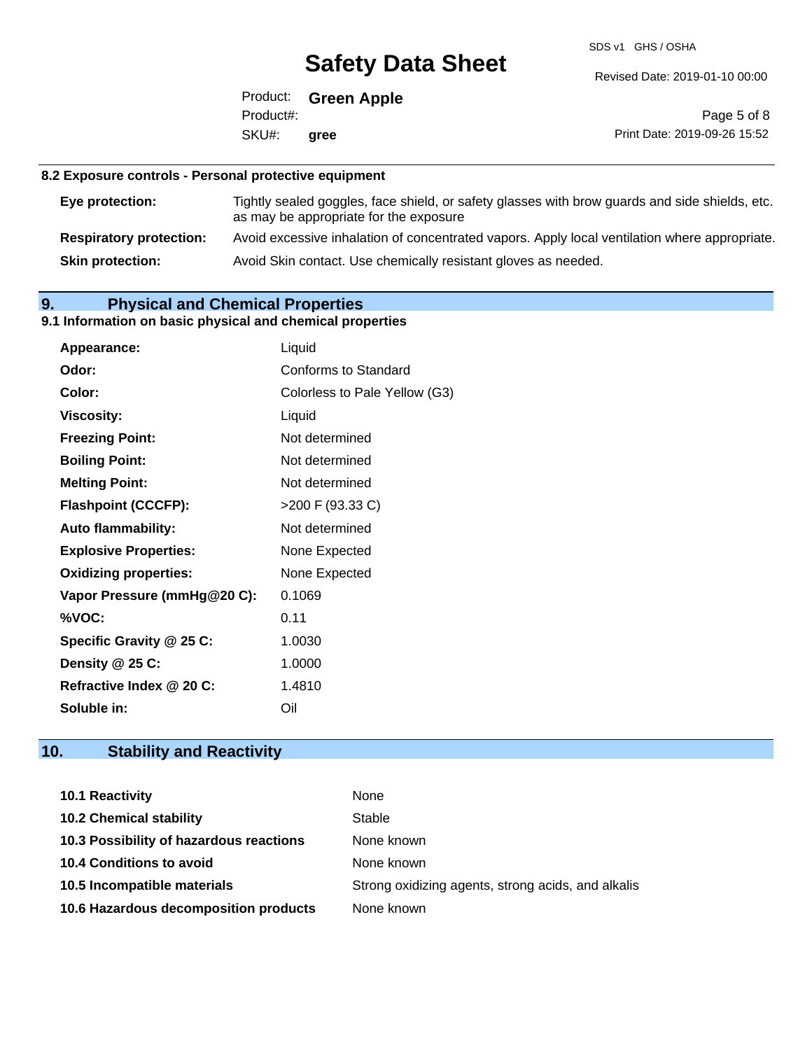### 8.2 Exposure controls - Personal protective equipment

| | |
|---|---|
| **Eye protection:** | Tightly sealed goggles, face shield, or safety glasses with brow guards and side shields, etc. as may be appropriate for the exposure |
| **Respiratory protection:** | Avoid excessive inhalation of concentrated vapors. Apply local ventilation where appropriate. |
| **Skin protection:** | Avoid Skin contact. Use chemically resistant gloves as needed. |

## 9. Physical and Chemical Properties

### 9.1 Information on basic physical and chemical properties

| | |
|---|---|
| **Appearance:** | Liquid |
| **Odor:** | Conforms to Standard |
| **Color:** | Colorless to Pale Yellow (G3) |
| **Viscosity:** | Liquid |
| **Freezing Point:** | Not determined |
| **Boiling Point:** | Not determined |
| **Melting Point:** | Not determined |
| **Flashpoint (CCCFP):** | >200 F (93.33 C) |
| **Auto flammability:** | Not determined |
| **Explosive Properties:** | None Expected |
| **Oxidizing properties:** | None Expected |
| **Vapor Pressure (mmHg@20 C):** | 0.1069 |
| **%VOC:** | 0.11 |
| **Specific Gravity @ 25 C:** | 1.0030 |
| **Density @ 25 C:** | 1.0000 |
| **Refractive Index @ 20 C:** | 1.4810 |
| **Soluble in:** | Oil |

## 10. Stability and Reactivity

| | |
|---|---|
| **10.1 Reactivity** | None |
| **10.2 Chemical stability** | Stable |
| **10.3 Possibility of hazardous reactions** | None known |
| **10.4 Conditions to avoid** | None known |
| **10.5 Incompatible materials** | Strong oxidizing agents, strong acids, and alkalis |
| **10.6 Hazardous decomposition products** | None known |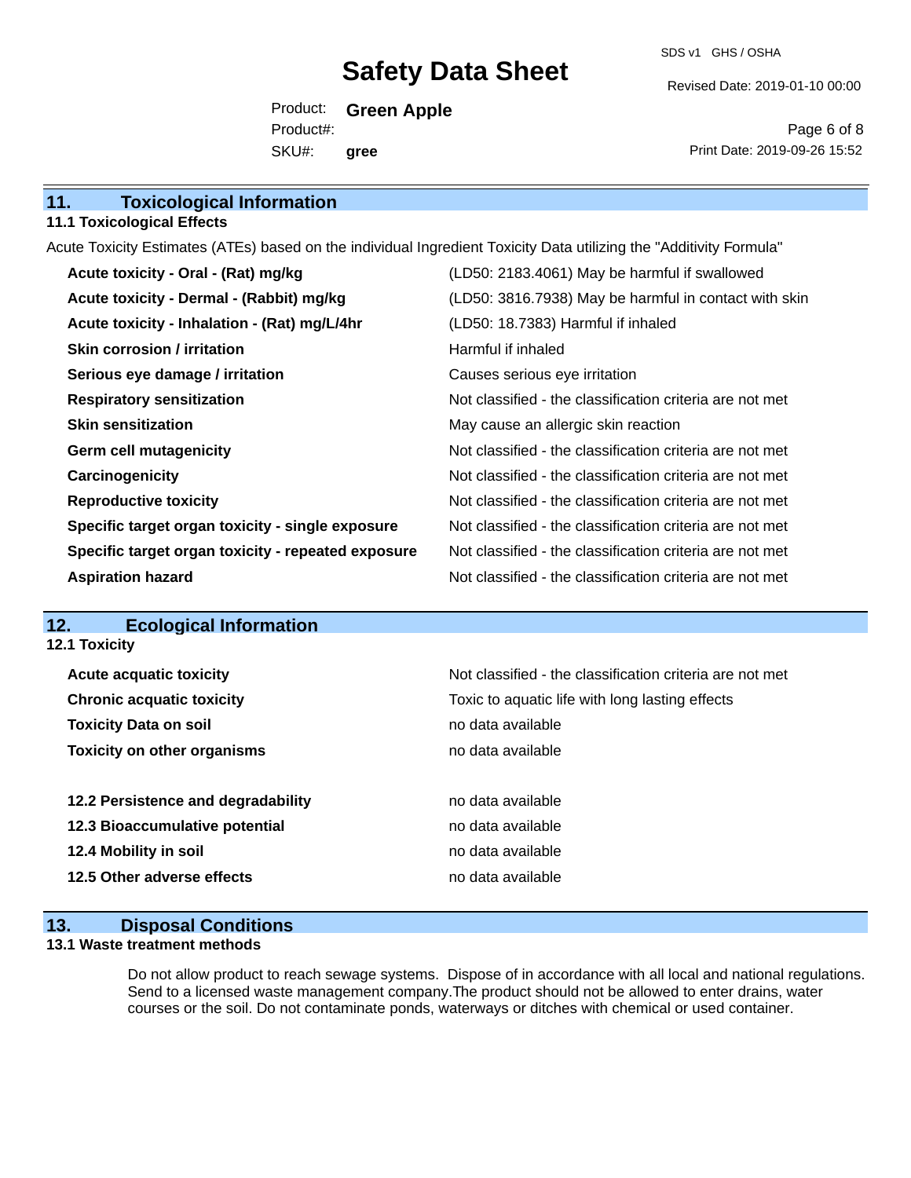## 11. Toxicological Information

### 11.1 Toxicological Effects

Acute Toxicity Estimates (ATEs) based on the individual Ingredient Toxicity Data utilizing the "Additivity Formula"

| | |
|---|---|
| **Acute toxicity - Oral - (Rat) mg/kg** | (LD50: 2183.4061) May be harmful if swallowed |
| **Acute toxicity - Dermal - (Rabbit) mg/kg** | (LD50: 3816.7938) May be harmful in contact with skin |
| **Acute toxicity - Inhalation - (Rat) mg/L/4hr** | (LD50: 18.7383) Harmful if inhaled |
| **Skin corrosion / irritation** | Harmful if inhaled |
| **Serious eye damage / irritation** | Causes serious eye irritation |
| **Respiratory sensitization** | Not classified - the classification criteria are not met |
| **Skin sensitization** | May cause an allergic skin reaction |
| **Germ cell mutagenicity** | Not classified - the classification criteria are not met |
| **Carcinogenicity** | Not classified - the classification criteria are not met |
| **Reproductive toxicity** | Not classified - the classification criteria are not met |
| **Specific target organ toxicity - single exposure** | Not classified - the classification criteria are not met |
| **Specific target organ toxicity - repeated exposure** | Not classified - the classification criteria are not met |
| **Aspiration hazard** | Not classified - the classification criteria are not met |

## 12. Ecological Information

### 12.1 Toxicity

| | |
|---|---|
| **Acute acquatic toxicity** | Not classified - the classification criteria are not met |
| **Chronic acquatic toxicity** | Toxic to aquatic life with long lasting effects |
| **Toxicity Data on soil** | no data available |
| **Toxicity on other organisms** | no data available |

| | |
|---|---|
| **12.2 Persistence and degradability** | no data available |
| **12.3 Bioaccumulative potential** | no data available |
| **12.4 Mobility in soil** | no data available |
| **12.5 Other adverse effects** | no data available |

## 13. Disposal Conditions

### 13.1 Waste treatment methods

Do not allow product to reach sewage systems. Dispose of in accordance with all local and national regulations. Send to a licensed waste management company.The product should not be allowed to enter drains, water courses or the soil. Do not contaminate ponds, waterways or ditches with chemical or used container.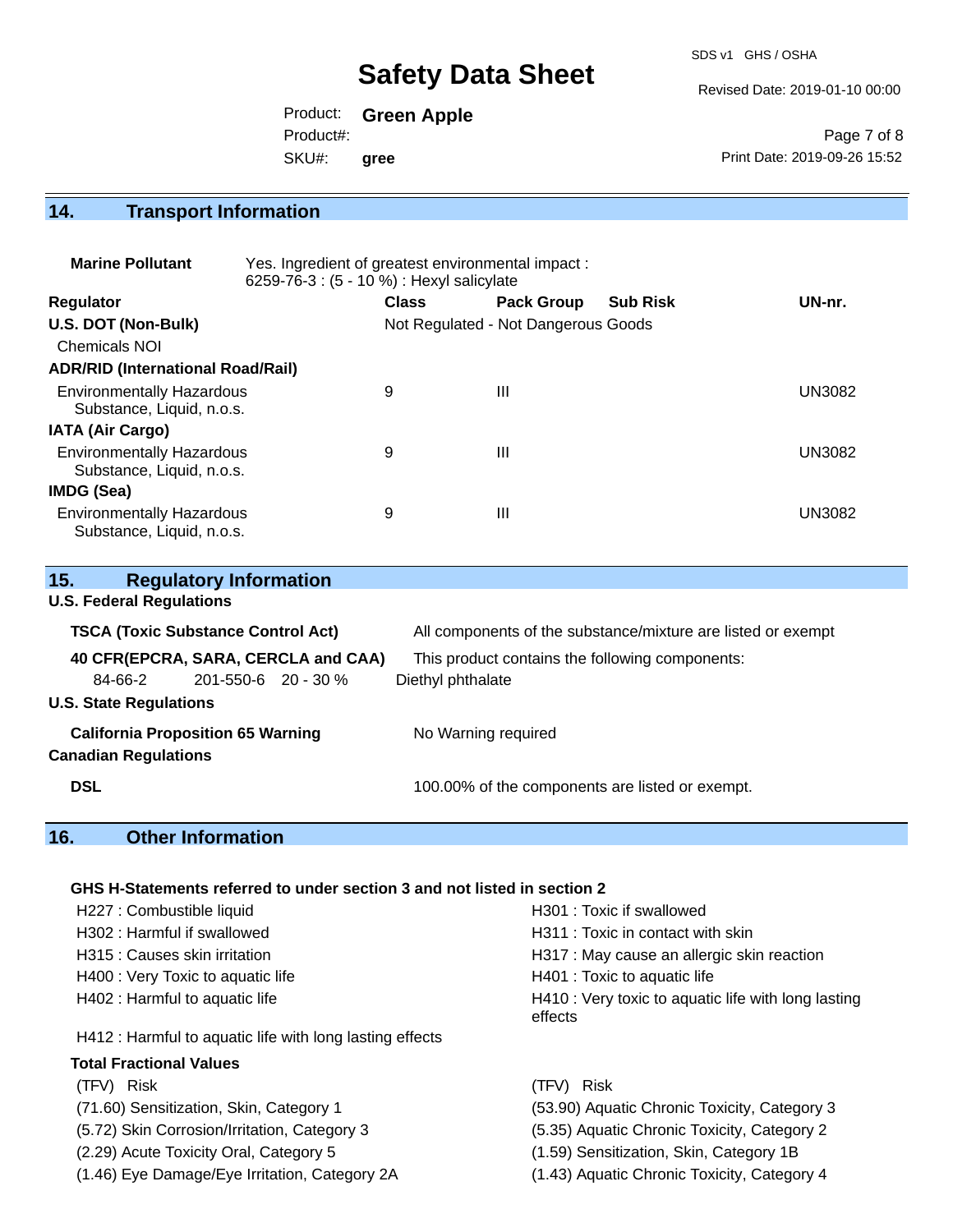## 14. Transport Information

**Marine Pollutant** Yes. Ingredient of greatest environmental impact : 6259-76-3 : (5 - 10 %) : Hexyl salicylate

| Regulator | Class | Pack Group | Sub Risk | UN-nr. |
|---|---|---|---|---|
| **U.S. DOT (Non-Bulk)** | Not Regulated - Not Dangerous Goods | | | |
| Chemicals NOI | | | | |
| **ADR/RID (International Road/Rail)** | | | | |
| Environmentally Hazardous Substance, Liquid, n.o.s. | 9 | III | | UN3082 |
| **IATA (Air Cargo)** | | | | |
| Environmentally Hazardous Substance, Liquid, n.o.s. | 9 | III | | UN3082 |
| **IMDG (Sea)** | | | | |
| Environmentally Hazardous Substance, Liquid, n.o.s. | 9 | III | | UN3082 |

## 15. Regulatory Information

**U.S. Federal Regulations**

**TSCA (Toxic Substance Control Act)** All components of the substance/mixture are listed or exempt

**40 CFR(EPCRA, SARA, CERCLA and CAA)** This product contains the following components:

| | | | |
|---|---|---|---|
| 84-66-2 | 201-550-6 | 20 - 30 % | Diethyl phthalate |

**U.S. State Regulations**

**California Proposition 65 Warning** No Warning required

**Canadian Regulations**

**DSL** 100.00% of the components are listed or exempt.

## 16. Other Information

**GHS H-Statements referred to under section 3 and not listed in section 2**

- H227 : Combustible liquid
- H302 : Harmful if swallowed
- H315 : Causes skin irritation
- H400 : Very Toxic to aquatic life
- H402 : Harmful to aquatic life
- H412 : Harmful to aquatic life with long lasting effects
- H301 : Toxic if swallowed
- H311 : Toxic in contact with skin
- H317 : May cause an allergic skin reaction
- H401 : Toxic to aquatic life
- H410 : Very toxic to aquatic life with long lasting effects

**Total Fractional Values**

| (TFV) Risk | (TFV) Risk |
|---|---|
| (71.60) Sensitization, Skin, Category 1 | (53.90) Aquatic Chronic Toxicity, Category 3 |
| (5.72) Skin Corrosion/Irritation, Category 3 | (5.35) Aquatic Chronic Toxicity, Category 2 |
| (2.29) Acute Toxicity Oral, Category 5 | (1.59) Sensitization, Skin, Category 1B |
| (1.46) Eye Damage/Eye Irritation, Category 2A | (1.43) Aquatic Chronic Toxicity, Category 4 |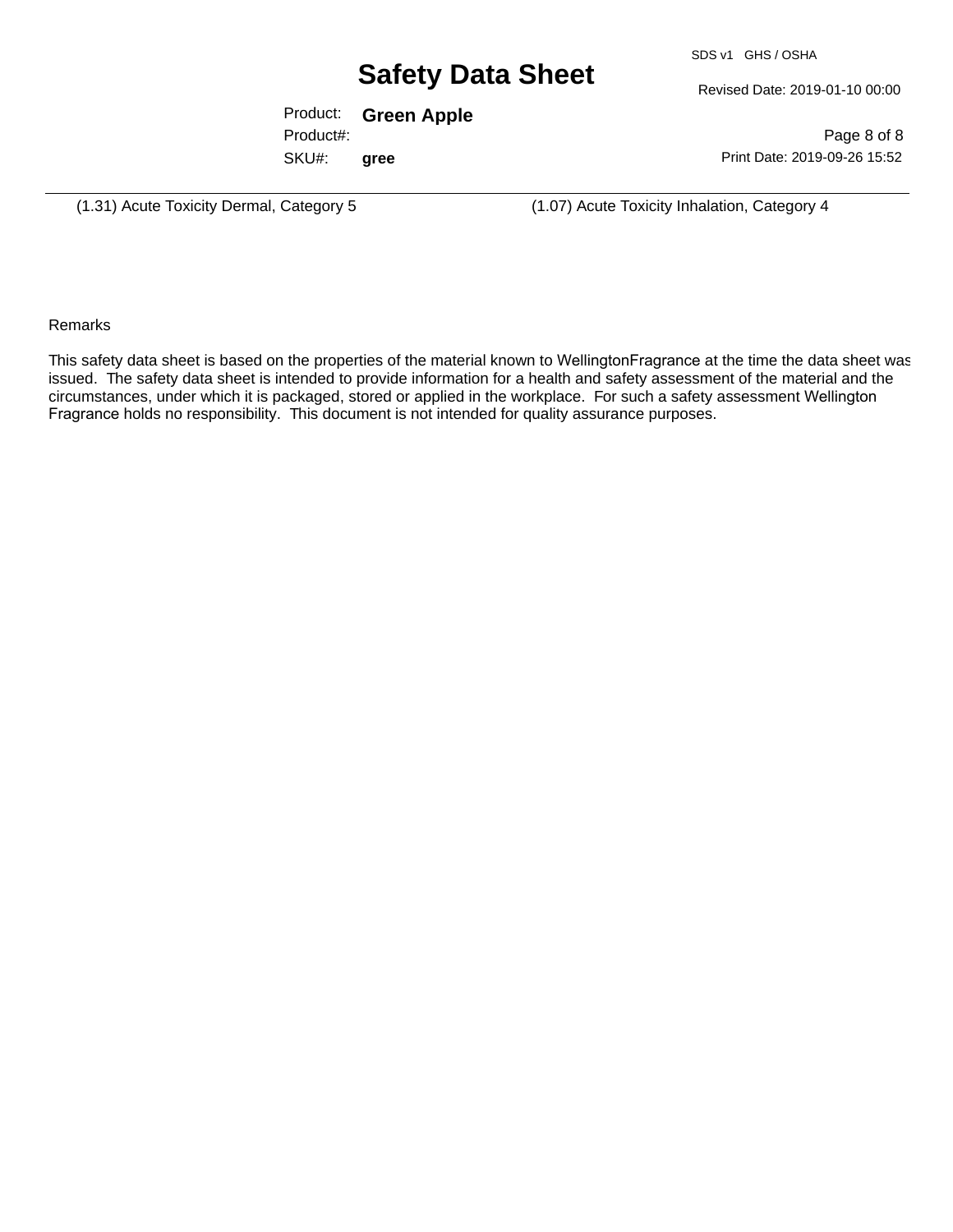(1.31) Acute Toxicity Dermal, Category 5

(1.07) Acute Toxicity Inhalation, Category 4

Remarks

This safety data sheet is based on the properties of the material known to WellingtonFragrance at the time the data sheet was issued. The safety data sheet is intended to provide information for a health and safety assessment of the material and the circumstances, under which it is packaged, stored or applied in the workplace. For such a safety assessment Wellington Fragrance holds no responsibility. This document is not intended for quality assurance purposes.